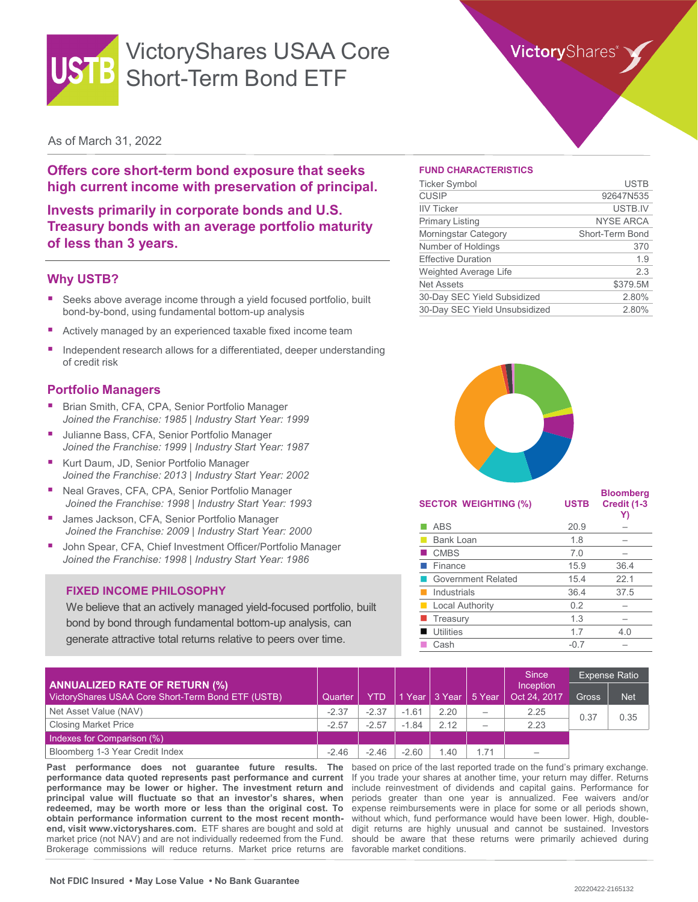# VictoryShares USAA Core Short-Term Bond ETF

USTB

VictoryShares

As of March 31, 2022

## Offers core short-term bond exposure that seeks high current income with preservation of principal.

## Invests primarily in corporate bonds and U.S. Treasury bonds with an average portfolio maturity of less than 3 years.

## Why USTB?

- Seeks above average income through a yield focused portfolio, built bond-by-bond, using fundamental bottom-up analysis
- Actively managed by an experienced taxable fixed income team
- Independent research allows for a differentiated, deeper understanding of credit risk

## Portfolio Managers

- Brian Smith, CFA, CPA, Senior Portfolio Manager
  *Joined the Franchise: 1985 | Industry Start Year: 1999*
- Julianne Bass, CFA, Senior Portfolio Manager
  *Joined the Franchise: 1999 | Industry Start Year: 1987*
- Kurt Daum, JD, Senior Portfolio Manager
  *Joined the Franchise: 2013 | Industry Start Year: 2002*
- Neal Graves, CFA, CPA, Senior Portfolio Manager
  *Joined the Franchise: 1998 | Industry Start Year: 1993*
- James Jackson, CFA, Senior Portfolio Manager
  *Joined the Franchise: 2009 | Industry Start Year: 2000*
- John Spear, CFA, Chief Investment Officer/Portfolio Manager
  *Joined the Franchise: 1998 | Industry Start Year: 1986*

### FIXED INCOME PHILOSOPHY

We believe that an actively managed yield-focused portfolio, built bond by bond through fundamental bottom-up analysis, can generate attractive total returns relative to peers over time.

### FUND CHARACTERISTICS

| | |
|---|---|
| Ticker Symbol | USTB |
| CUSIP | 92647N535 |
| IIV Ticker | USTB.IV |
| Primary Listing | NYSE ARCA |
| Morningstar Category | Short-Term Bond |
| Number of Holdings | 370 |
| Effective Duration | 1.9 |
| Weighted Average Life | 2.3 |
| Net Assets | $379.5M |
| 30-Day SEC Yield Subsidized | 2.80% |
| 30-Day SEC Yield Unsubsidized | 2.80% |

| SECTOR WEIGHTING (%) | USTB | Bloomberg Credit (1-3 Y) |
|---|---|---|
| ABS | 20.9 | – |
| Bank Loan | 1.8 | – |
| CMBS | 7.0 | – |
| Finance | 15.9 | 36.4 |
| Government Related | 15.4 | 22.1 |
| Industrials | 36.4 | 37.5 |
| Local Authority | 0.2 | – |
| Treasury | 1.3 | – |
| Utilities | 1.7 | 4.0 |
| Cash | -0.7 | – |

| ANNUALIZED RATE OF RETURN (%) VictoryShares USAA Core Short-Term Bond ETF (USTB) | Quarter | YTD | 1 Year | 3 Year | 5 Year | Since Inception Oct 24, 2017 | Expense Ratio Gross | Expense Ratio Net |
|---|---|---|---|---|---|---|---|---|
| Net Asset Value (NAV) | -2.37 | -2.37 | -1.61 | 2.20 | – | 2.25 | 0.37 | 0.35 |
| Closing Market Price | -2.57 | -2.57 | -1.84 | 2.12 | – | 2.23 | | |
| **Indexes for Comparison (%)** | | | | | | | | |
| Bloomberg 1-3 Year Credit Index | -2.46 | -2.46 | -2.60 | 1.40 | 1.71 | – | | |

**Past performance does not guarantee future results. The performance data quoted represents past performance and current performance may be lower or higher. The investment return and principal value will fluctuate so that an investor's shares, when redeemed, may be worth more or less than the original cost. To obtain performance information current to the most recent month-end, visit www.victoryshares.com.** ETF shares are bought and sold at market price (not NAV) and are not individually redeemed from the Fund. Brokerage commissions will reduce returns. Market price returns are based on price of the last reported trade on the fund's primary exchange. If you trade your shares at another time, your return may differ. Returns include reinvestment of dividends and capital gains. Performance for periods greater than one year is annualized. Fee waivers and/or expense reimbursements were in place for some or all periods shown, without which, fund performance would have been lower. High, double-digit returns are highly unusual and cannot be sustained. Investors should be aware that these returns were primarily achieved during favorable market conditions.

**Not FDIC Insured • May Lose Value • No Bank Guarantee**

20220422-2165132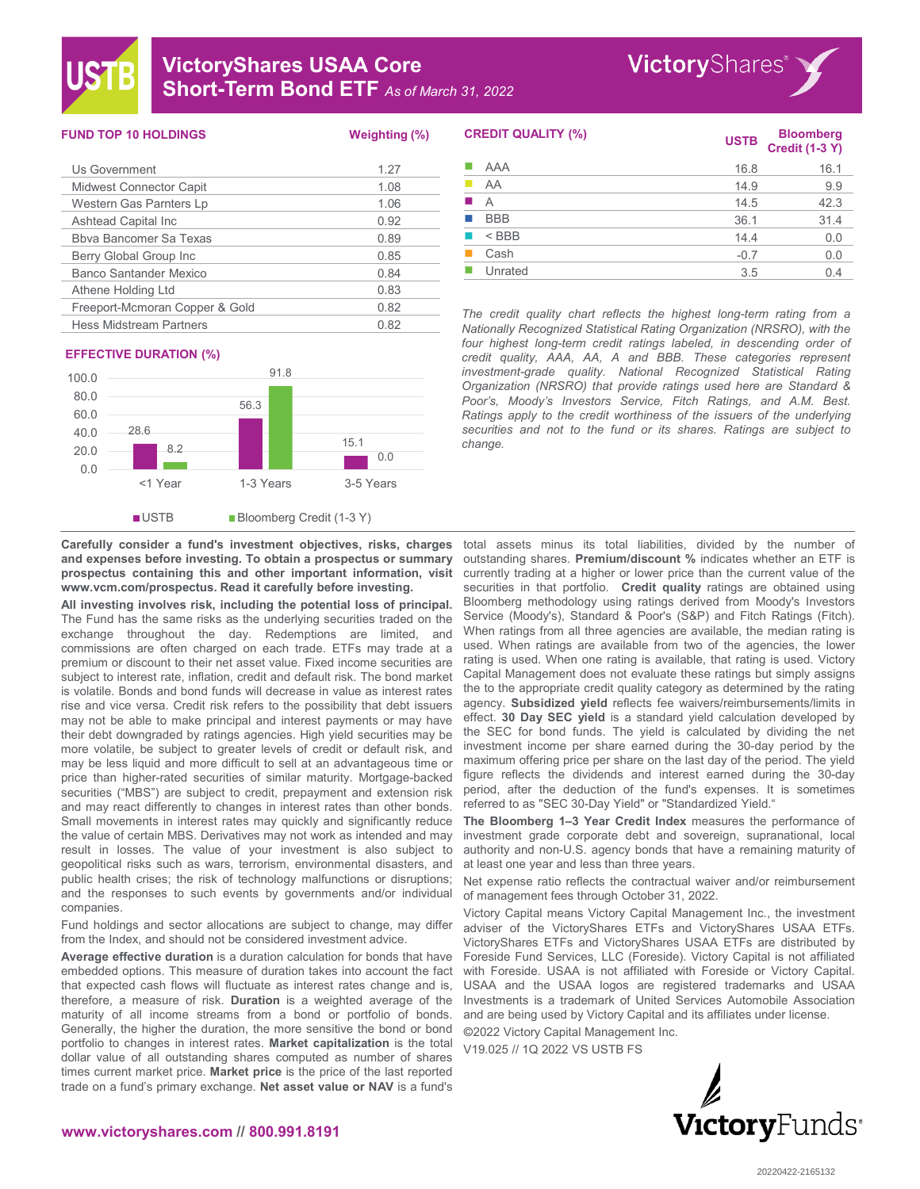# VictoryShares USAA Core Short-Term Bond ETF *As of March 31, 2022*

USTB

## FUND TOP 10 HOLDINGS

| | Weighting (%) |
|---|---|
| Us Government | 1.27 |
| Midwest Connector Capit | 1.08 |
| Western Gas Parnters Lp | 1.06 |
| Ashtead Capital Inc | 0.92 |
| Bbva Bancomer Sa Texas | 0.89 |
| Berry Global Group Inc | 0.85 |
| Banco Santander Mexico | 0.84 |
| Athene Holding Ltd | 0.83 |
| Freeport-Mcmoran Copper & Gold | 0.82 |
| Hess Midstream Partners | 0.82 |

## EFFECTIVE DURATION (%)

100.0
80.0
60.0
40.0
20.0
0.0

28.6
8.2
56.3
91.8
15.1
0.0

<1 Year
1-3 Years
3-5 Years

USTB
Bloomberg Credit (1-3 Y)

## CREDIT QUALITY (%)

| | USTB | Bloomberg Credit (1-3 Y) |
|---|---|---|
| AAA | 16.8 | 16.1 |
| AA | 14.9 | 9.9 |
| A | 14.5 | 42.3 |
| BBB | 36.1 | 31.4 |
| < BBB | 14.4 | 0.0 |
| Cash | -0.7 | 0.0 |
| Unrated | 3.5 | 0.4 |

*The credit quality chart reflects the highest long-term rating from a Nationally Recognized Statistical Rating Organization (NRSRO), with the four highest long-term credit ratings labeled, in descending order of credit quality, AAA, AA, A and BBB. These categories represent investment-grade quality. National Recognized Statistical Rating Organization (NRSRO) that provide ratings used here are Standard & Poor's, Moody's Investors Service, Fitch Ratings, and A.M. Best. Ratings apply to the credit worthiness of the issuers of the underlying securities and not to the fund or its shares. Ratings are subject to change.*

**Carefully consider a fund's investment objectives, risks, charges and expenses before investing. To obtain a prospectus or summary prospectus containing this and other important information, visit www.vcm.com/prospectus. Read it carefully before investing.**

**All investing involves risk, including the potential loss of principal.** The Fund has the same risks as the underlying securities traded on the exchange throughout the day. Redemptions are limited, and commissions are often charged on each trade. ETFs may trade at a premium or discount to their net asset value. Fixed income securities are subject to interest rate, inflation, credit and default risk. The bond market is volatile. Bonds and bond funds will decrease in value as interest rates rise and vice versa. Credit risk refers to the possibility that debt issuers may not be able to make principal and interest payments or may have their debt downgraded by ratings agencies. High yield securities may be more volatile, be subject to greater levels of credit or default risk, and may be less liquid and more difficult to sell at an advantageous time or price than higher-rated securities of similar maturity. Mortgage-backed securities ("MBS") are subject to credit, prepayment and extension risk and may react differently to changes in interest rates than other bonds. Small movements in interest rates may quickly and significantly reduce the value of certain MBS. Derivatives may not work as intended and may result in losses. The value of your investment is also subject to geopolitical risks such as wars, terrorism, environmental disasters, and public health crises; the risk of technology malfunctions or disruptions; and the responses to such events by governments and/or individual companies.

Fund holdings and sector allocations are subject to change, may differ from the Index, and should not be considered investment advice.

**Average effective duration** is a duration calculation for bonds that have embedded options. This measure of duration takes into account the fact that expected cash flows will fluctuate as interest rates change and is, therefore, a measure of risk. **Duration** is a weighted average of the maturity of all income streams from a bond or portfolio of bonds. Generally, the higher the duration, the more sensitive the bond or bond portfolio to changes in interest rates. **Market capitalization** is the total dollar value of all outstanding shares computed as number of shares times current market price. **Market price** is the price of the last reported trade on a fund's primary exchange. **Net asset value or NAV** is a fund's total assets minus its total liabilities, divided by the number of outstanding shares. **Premium/discount %** indicates whether an ETF is currently trading at a higher or lower price than the current value of the securities in that portfolio. **Credit quality** ratings are obtained using Bloomberg methodology using ratings derived from Moody's Investors Service (Moody's), Standard & Poor's (S&P) and Fitch Ratings (Fitch). When ratings from all three agencies are available, the median rating is used. When ratings are available from two of the agencies, the lower rating is used. When one rating is available, that rating is used. Victory Capital Management does not evaluate these ratings but simply assigns the to the appropriate credit quality category as determined by the rating agency. **Subsidized yield** reflects fee waivers/reimbursements/limits in effect. **30 Day SEC yield** is a standard yield calculation developed by the SEC for bond funds. The yield is calculated by dividing the net investment income per share earned during the 30-day period by the maximum offering price per share on the last day of the period. The yield figure reflects the dividends and interest earned during the 30-day period, after the deduction of the fund's expenses. It is sometimes referred to as "SEC 30-Day Yield" or "Standardized Yield."

**The Bloomberg 1–3 Year Credit Index** measures the performance of investment grade corporate debt and sovereign, supranational, local authority and non-U.S. agency bonds that have a remaining maturity of at least one year and less than three years.

Net expense ratio reflects the contractual waiver and/or reimbursement of management fees through October 31, 2022.

Victory Capital means Victory Capital Management Inc., the investment adviser of the VictoryShares ETFs and VictoryShares USAA ETFs. VictoryShares ETFs and VictoryShares USAA ETFs are distributed by Foreside Fund Services, LLC (Foreside). Victory Capital is not affiliated with Foreside. USAA is not affiliated with Foreside or Victory Capital. USAA and the USAA logos are registered trademarks and USAA Investments is a trademark of United Services Automobile Association and are being used by Victory Capital and its affiliates under license.

©2022 Victory Capital Management Inc.

V19.025 // 1Q 2022 VS USTB FS

**www.victoryshares.com // 800.991.8191**

20220422-2165132